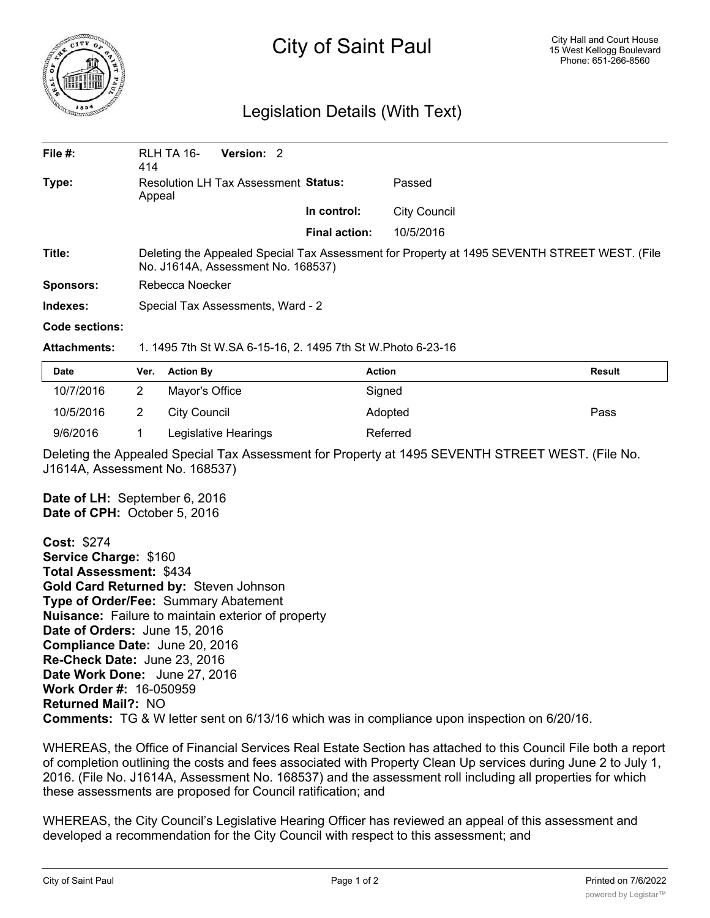# City of Saint Paul

City Hall and Court House
15 West Kellogg Boulevard
Phone: 651-266-8560

## Legislation Details (With Text)

| | | | |
|---|---|---|---|
| **File #:** | RLH TA 16-414 **Version:** 2 | | |
| **Type:** | Resolution LH Tax Assessment Appeal | **Status:** | Passed |
| | | **In control:** | City Council |
| | | **Final action:** | 10/5/2016 |
| **Title:** | Deleting the Appealed Special Tax Assessment for Property at 1495 SEVENTH STREET WEST. (File No. J1614A, Assessment No. 168537) | | |
| **Sponsors:** | Rebecca Noecker | | |
| **Indexes:** | Special Tax Assessments, Ward - 2 | | |
| **Code sections:** | | | |
| **Attachments:** | 1. 1495 7th St W.SA 6-15-16, 2. 1495 7th St W.Photo 6-23-16 | | |

| Date | Ver. | Action By | Action | Result |
|---|---|---|---|---|
| 10/7/2016 | 2 | Mayor's Office | Signed | |
| 10/5/2016 | 2 | City Council | Adopted | Pass |
| 9/6/2016 | 1 | Legislative Hearings | Referred | |

Deleting the Appealed Special Tax Assessment for Property at 1495 SEVENTH STREET WEST. (File No. J1614A, Assessment No. 168537)

**Date of LH:** September 6, 2016
**Date of CPH:** October 5, 2016

**Cost:** $274
**Service Charge:** $160
**Total Assessment:** $434
**Gold Card Returned by:** Steven Johnson
**Type of Order/Fee:** Summary Abatement
**Nuisance:** Failure to maintain exterior of property
**Date of Orders:** June 15, 2016
**Compliance Date:** June 20, 2016
**Re-Check Date:** June 23, 2016
**Date Work Done:** June 27, 2016
**Work Order #:** 16-050959
**Returned Mail?:** NO
**Comments:** TG & W letter sent on 6/13/16 which was in compliance upon inspection on 6/20/16.

WHEREAS, the Office of Financial Services Real Estate Section has attached to this Council File both a report of completion outlining the costs and fees associated with Property Clean Up services during June 2 to July 1, 2016. (File No. J1614A, Assessment No. 168537) and the assessment roll including all properties for which these assessments are proposed for Council ratification; and

WHEREAS, the City Council's Legislative Hearing Officer has reviewed an appeal of this assessment and developed a recommendation for the City Council with respect to this assessment; and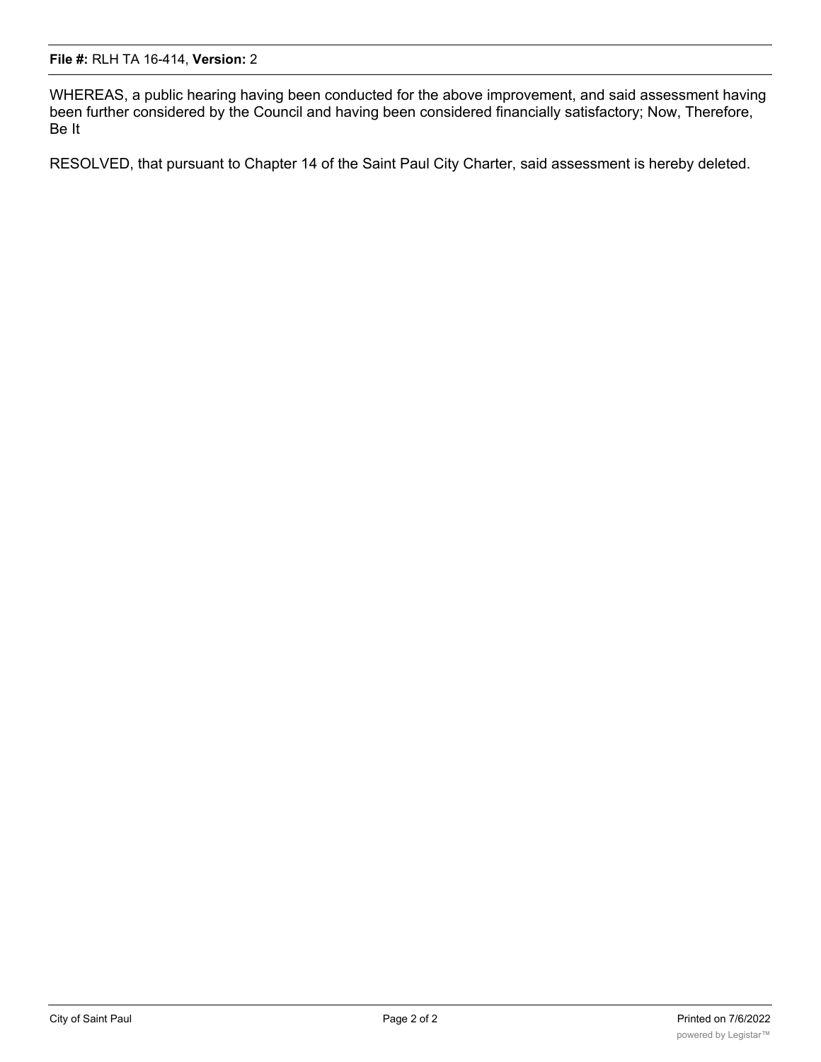WHEREAS, a public hearing having been conducted for the above improvement, and said assessment having been further considered by the Council and having been considered financially satisfactory; Now, Therefore, Be It

RESOLVED, that pursuant to Chapter 14 of the Saint Paul City Charter, said assessment is hereby deleted.